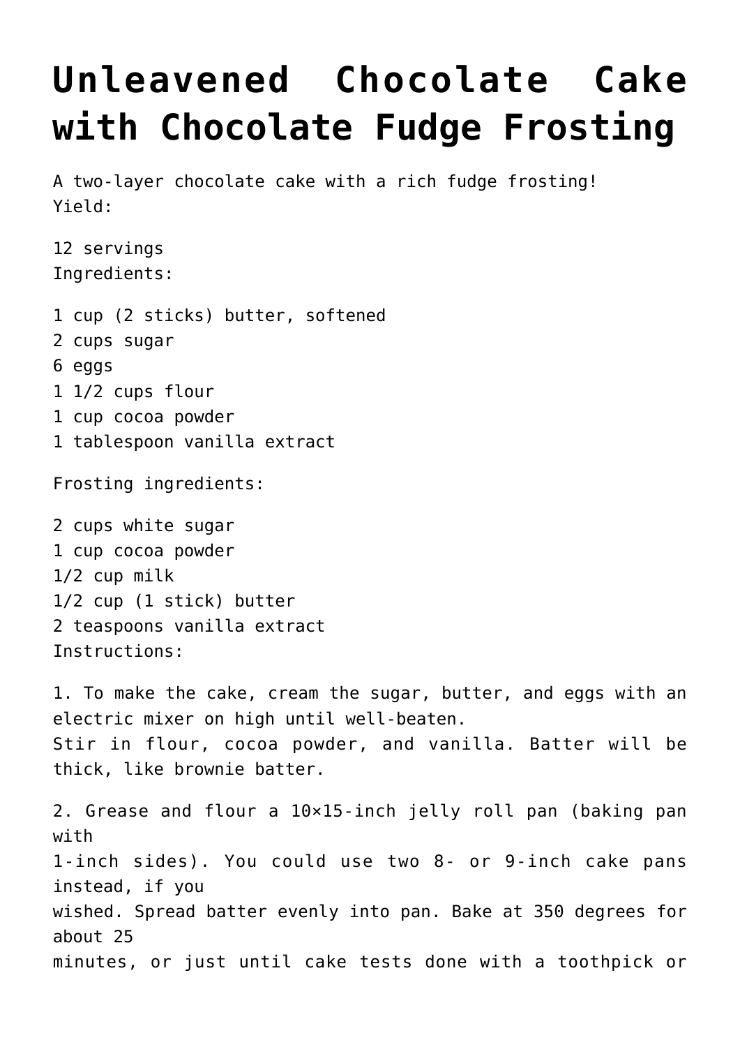# Unleavened Chocolate Cake with Chocolate Fudge Frosting

A two-layer chocolate cake with a rich fudge frosting!
Yield:

12 servings
Ingredients:

1 cup (2 sticks) butter, softened
2 cups sugar
6 eggs
1 1/2 cups flour
1 cup cocoa powder
1 tablespoon vanilla extract

Frosting ingredients:

2 cups white sugar
1 cup cocoa powder
1/2 cup milk
1/2 cup (1 stick) butter
2 teaspoons vanilla extract
Instructions:

1. To make the cake, cream the sugar, butter, and eggs with an electric mixer on high until well-beaten.
Stir in flour, cocoa powder, and vanilla. Batter will be thick, like brownie batter.

2. Grease and flour a 10×15-inch jelly roll pan (baking pan with 1-inch sides). You could use two 8- or 9-inch cake pans instead, if you wished. Spread batter evenly into pan. Bake at 350 degrees for about 25 minutes, or just until cake tests done with a toothpick or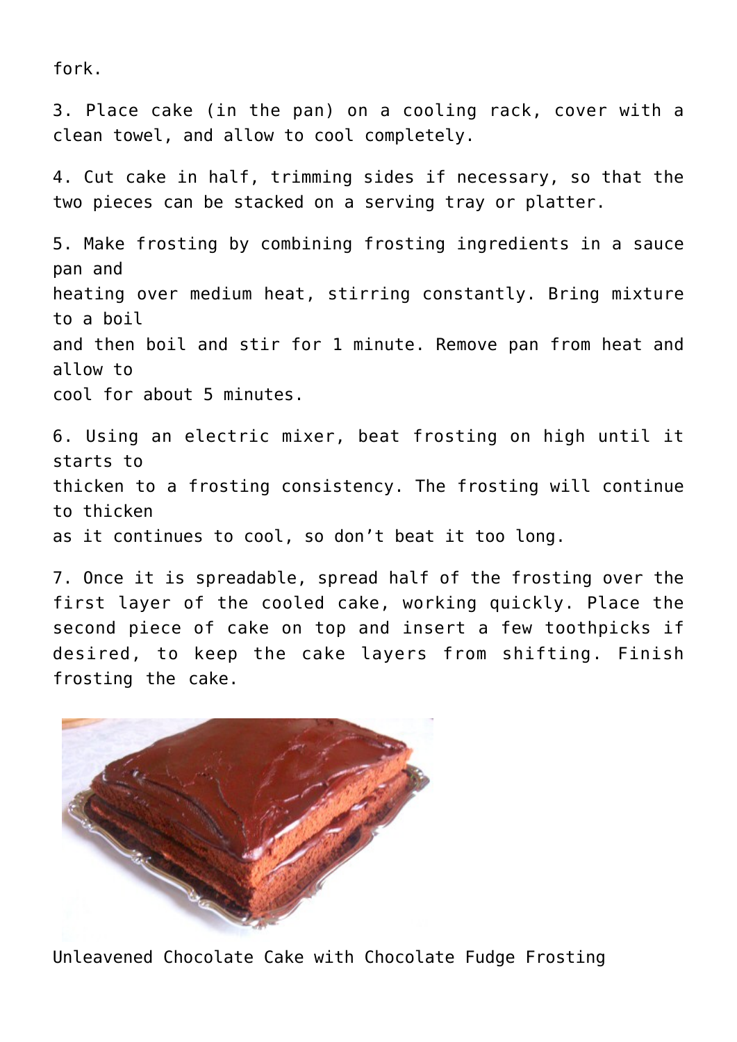fork.

3. Place cake (in the pan) on a cooling rack, cover with a clean towel, and allow to cool completely.

4. Cut cake in half, trimming sides if necessary, so that the two pieces can be stacked on a serving tray or platter.

5. Make frosting by combining frosting ingredients in a sauce pan and heating over medium heat, stirring constantly. Bring mixture to a boil and then boil and stir for 1 minute. Remove pan from heat and allow to cool for about 5 minutes.

6. Using an electric mixer, beat frosting on high until it starts to thicken to a frosting consistency. The frosting will continue to thicken as it continues to cool, so don't beat it too long.

7. Once it is spreadable, spread half of the frosting over the first layer of the cooled cake, working quickly. Place the second piece of cake on top and insert a few toothpicks if desired, to keep the cake layers from shifting. Finish frosting the cake.

Unleavened Chocolate Cake with Chocolate Fudge Frosting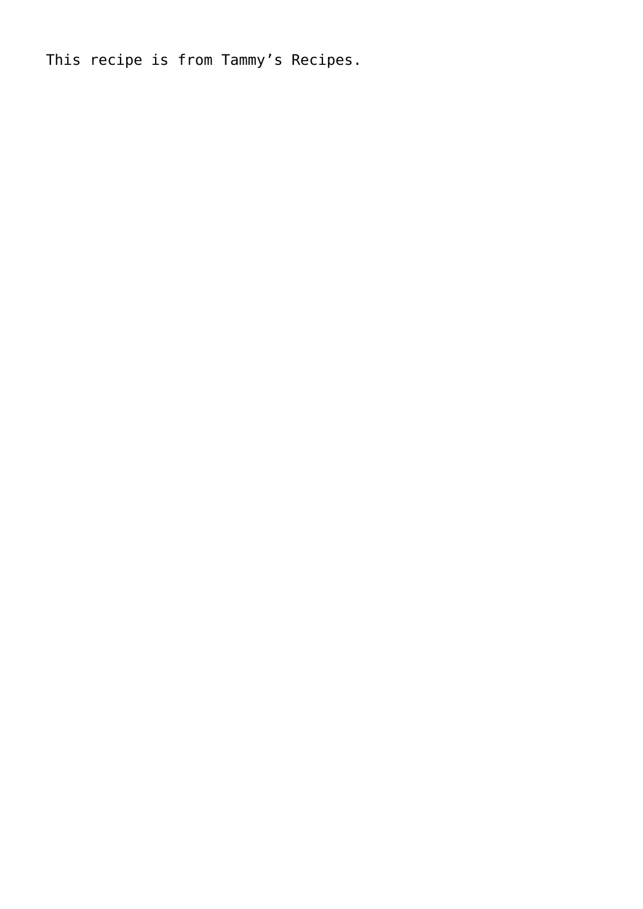This recipe is from Tammy’s Recipes.